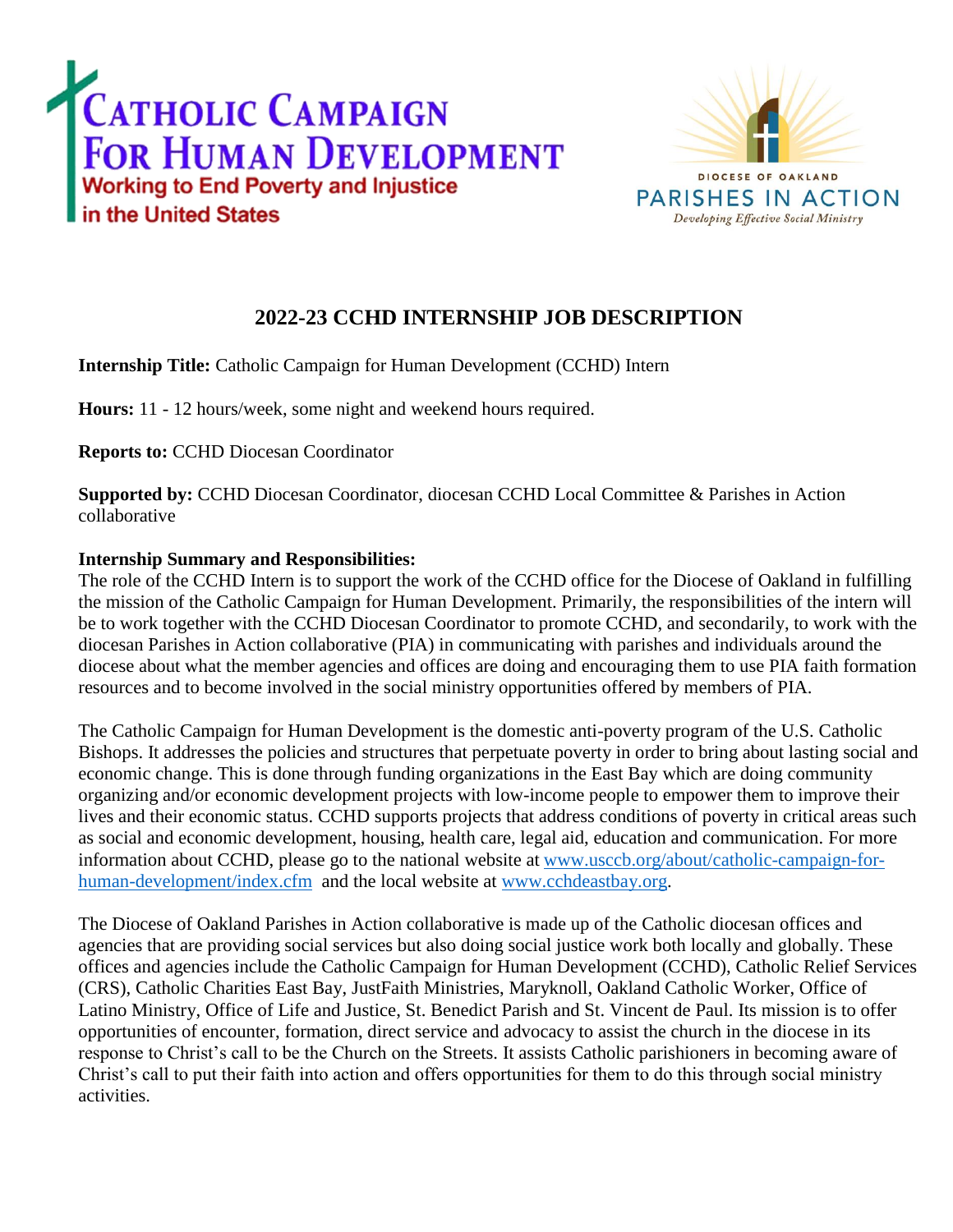**Catholic Campaign for Human Development**
**Working to End Poverty and Injustice in the United States**

DIOCESE OF OAKLAND
PARISHES IN ACTION
*Developing Effective Social Ministry*

# 2022-23 CCHD INTERNSHIP JOB DESCRIPTION

**Internship Title:** Catholic Campaign for Human Development (CCHD) Intern

**Hours:** 11 - 12 hours/week, some night and weekend hours required.

**Reports to:** CCHD Diocesan Coordinator

**Supported by:** CCHD Diocesan Coordinator, diocesan CCHD Local Committee & Parishes in Action collaborative

**Internship Summary and Responsibilities:**
The role of the CCHD Intern is to support the work of the CCHD office for the Diocese of Oakland in fulfilling the mission of the Catholic Campaign for Human Development. Primarily, the responsibilities of the intern will be to work together with the CCHD Diocesan Coordinator to promote CCHD, and secondarily, to work with the diocesan Parishes in Action collaborative (PIA) in communicating with parishes and individuals around the diocese about what the member agencies and offices are doing and encouraging them to use PIA faith formation resources and to become involved in the social ministry opportunities offered by members of PIA.

The Catholic Campaign for Human Development is the domestic anti-poverty program of the U.S. Catholic Bishops. It addresses the policies and structures that perpetuate poverty in order to bring about lasting social and economic change. This is done through funding organizations in the East Bay which are doing community organizing and/or economic development projects with low-income people to empower them to improve their lives and their economic status. CCHD supports projects that address conditions of poverty in critical areas such as social and economic development, housing, health care, legal aid, education and communication. For more information about CCHD, please go to the national website at [www.usccb.org/about/catholic-campaign-for-human-development/index.cfm](www.usccb.org/about/catholic-campaign-for-human-development/index.cfm) and the local website at [www.cchdeastbay.org](www.cchdeastbay.org).

The Diocese of Oakland Parishes in Action collaborative is made up of the Catholic diocesan offices and agencies that are providing social services but also doing social justice work both locally and globally. These offices and agencies include the Catholic Campaign for Human Development (CCHD), Catholic Relief Services (CRS), Catholic Charities East Bay, JustFaith Ministries, Maryknoll, Oakland Catholic Worker, Office of Latino Ministry, Office of Life and Justice, St. Benedict Parish and St. Vincent de Paul. Its mission is to offer opportunities of encounter, formation, direct service and advocacy to assist the church in the diocese in its response to Christ's call to be the Church on the Streets. It assists Catholic parishioners in becoming aware of Christ's call to put their faith into action and offers opportunities for them to do this through social ministry activities.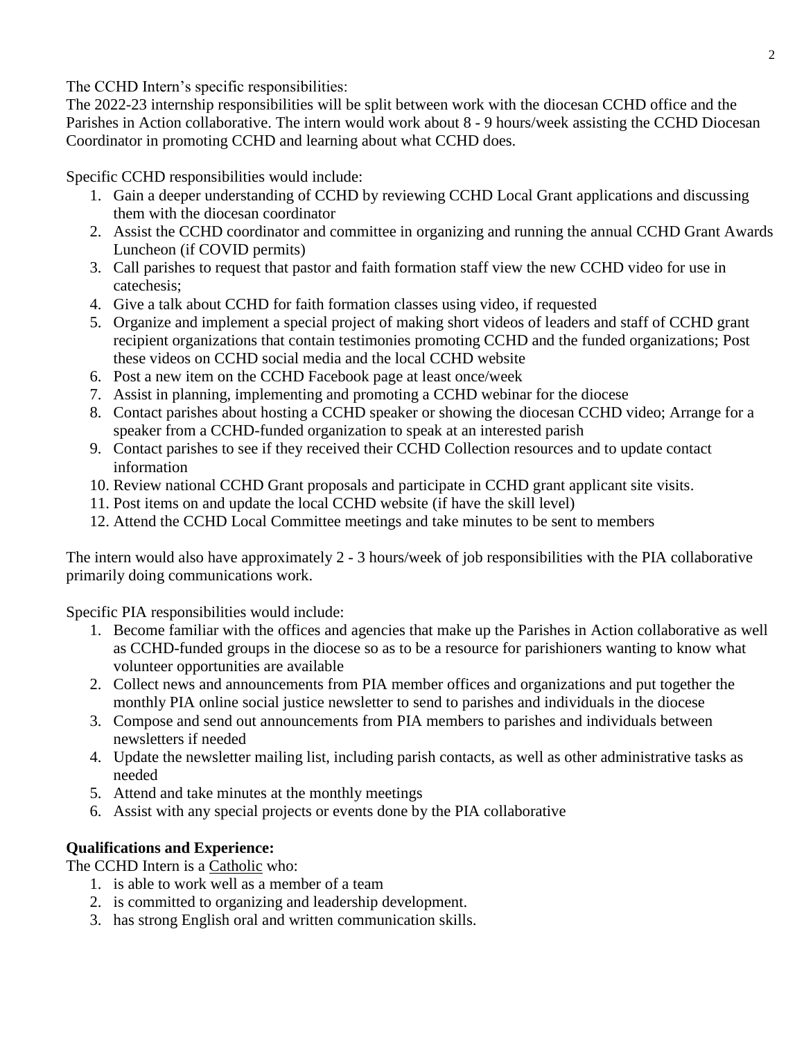The CCHD Intern's specific responsibilities:
The 2022-23 internship responsibilities will be split between work with the diocesan CCHD office and the Parishes in Action collaborative. The intern would work about 8 - 9 hours/week assisting the CCHD Diocesan Coordinator in promoting CCHD and learning about what CCHD does.

Specific CCHD responsibilities would include:

1. Gain a deeper understanding of CCHD by reviewing CCHD Local Grant applications and discussing them with the diocesan coordinator
2. Assist the CCHD coordinator and committee in organizing and running the annual CCHD Grant Awards Luncheon (if COVID permits)
3. Call parishes to request that pastor and faith formation staff view the new CCHD video for use in catechesis;
4. Give a talk about CCHD for faith formation classes using video, if requested
5. Organize and implement a special project of making short videos of leaders and staff of CCHD grant recipient organizations that contain testimonies promoting CCHD and the funded organizations; Post these videos on CCHD social media and the local CCHD website
6. Post a new item on the CCHD Facebook page at least once/week
7. Assist in planning, implementing and promoting a CCHD webinar for the diocese
8. Contact parishes about hosting a CCHD speaker or showing the diocesan CCHD video; Arrange for a speaker from a CCHD-funded organization to speak at an interested parish
9. Contact parishes to see if they received their CCHD Collection resources and to update contact information
10. Review national CCHD Grant proposals and participate in CCHD grant applicant site visits.
11. Post items on and update the local CCHD website (if have the skill level)
12. Attend the CCHD Local Committee meetings and take minutes to be sent to members

The intern would also have approximately 2 - 3 hours/week of job responsibilities with the PIA collaborative primarily doing communications work.

Specific PIA responsibilities would include:

1. Become familiar with the offices and agencies that make up the Parishes in Action collaborative as well as CCHD-funded groups in the diocese so as to be a resource for parishioners wanting to know what volunteer opportunities are available
2. Collect news and announcements from PIA member offices and organizations and put together the monthly PIA online social justice newsletter to send to parishes and individuals in the diocese
3. Compose and send out announcements from PIA members to parishes and individuals between newsletters if needed
4. Update the newsletter mailing list, including parish contacts, as well as other administrative tasks as needed
5. Attend and take minutes at the monthly meetings
6. Assist with any special projects or events done by the PIA collaborative

**Qualifications and Experience:**
The CCHD Intern is a Catholic who:

1. is able to work well as a member of a team
2. is committed to organizing and leadership development.
3. has strong English oral and written communication skills.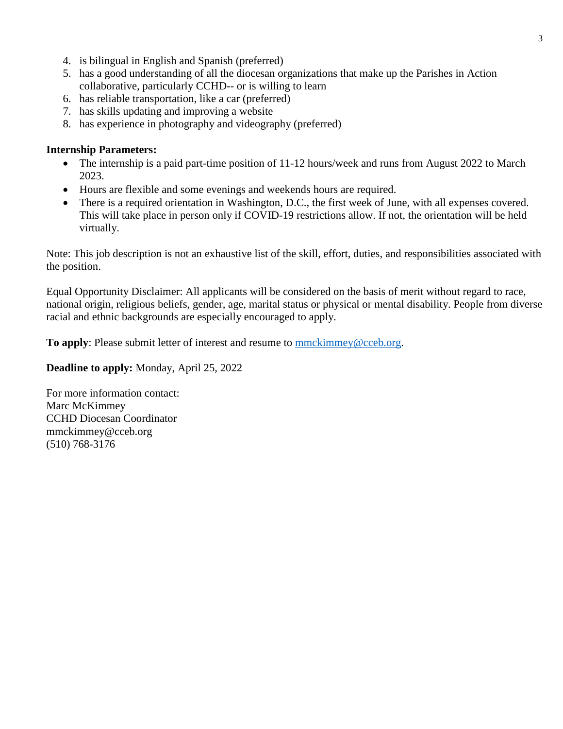4. is bilingual in English and Spanish (preferred)
5. has a good understanding of all the diocesan organizations that make up the Parishes in Action collaborative, particularly CCHD-- or is willing to learn
6. has reliable transportation, like a car (preferred)
7. has skills updating and improving a website
8. has experience in photography and videography (preferred)

**Internship Parameters:**

- The internship is a paid part-time position of 11-12 hours/week and runs from August 2022 to March 2023.
- Hours are flexible and some evenings and weekends hours are required.
- There is a required orientation in Washington, D.C., the first week of June, with all expenses covered. This will take place in person only if COVID-19 restrictions allow. If not, the orientation will be held virtually.

Note: This job description is not an exhaustive list of the skill, effort, duties, and responsibilities associated with the position.

Equal Opportunity Disclaimer: All applicants will be considered on the basis of merit without regard to race, national origin, religious beliefs, gender, age, marital status or physical or mental disability. People from diverse racial and ethnic backgrounds are especially encouraged to apply.

**To apply**: Please submit letter of interest and resume to mmckimmey@cceb.org.

**Deadline to apply:** Monday, April 25, 2022

For more information contact:
Marc McKimmey
CCHD Diocesan Coordinator
mmckimmey@cceb.org
(510) 768-3176